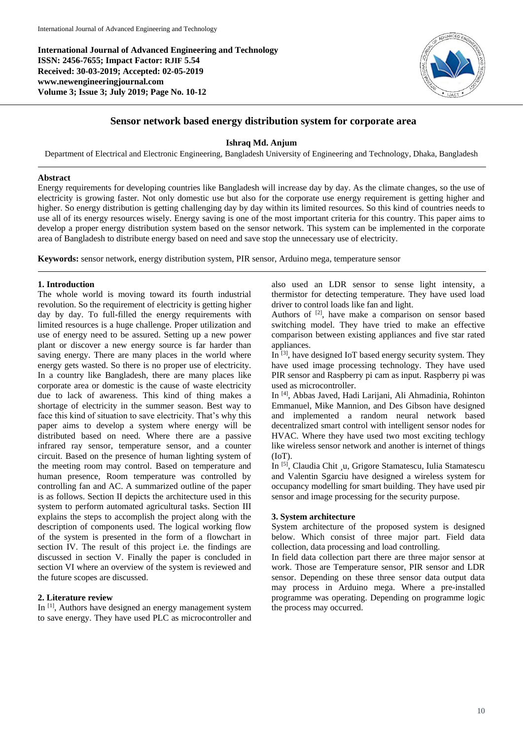**International Journal of Advanced Engineering and Technology**
**ISSN: 2456-7655; Impact Factor: RJIF 5.54**
**Received: 30-03-2019; Accepted: 02-05-2019**
**www.newengineeringjournal.com**
**Volume 3; Issue 3; July 2019; Page No. 10-12**

# Sensor network based energy distribution system for corporate area

**Ishraq Md. Anjum**

Department of Electrical and Electronic Engineering, Bangladesh University of Engineering and Technology, Dhaka, Bangladesh

## Abstract

Energy requirements for developing countries like Bangladesh will increase day by day. As the climate changes, so the use of electricity is growing faster. Not only domestic use but also for the corporate use energy requirement is getting higher and higher. So energy distribution is getting challenging day by day within its limited resources. So this kind of countries needs to use all of its energy resources wisely. Energy saving is one of the most important criteria for this country. This paper aims to develop a proper energy distribution system based on the sensor network. This system can be implemented in the corporate area of Bangladesh to distribute energy based on need and save stop the unnecessary use of electricity.

**Keywords:** sensor network, energy distribution system, PIR sensor, Arduino mega, temperature sensor

## 1. Introduction

The whole world is moving toward its fourth industrial revolution. So the requirement of electricity is getting higher day by day. To full-filled the energy requirements with limited resources is a huge challenge. Proper utilization and use of energy need to be assured. Setting up a new power plant or discover a new energy source is far harder than saving energy. There are many places in the world where energy gets wasted. So there is no proper use of electricity. In a country like Bangladesh, there are many places like corporate area or domestic is the cause of waste electricity due to lack of awareness. This kind of thing makes a shortage of electricity in the summer season. Best way to face this kind of situation to save electricity. That's why this paper aims to develop a system where energy will be distributed based on need. Where there are a passive infrared ray sensor, temperature sensor, and a counter circuit. Based on the presence of human lighting system of the meeting room may control. Based on temperature and human presence, Room temperature was controlled by controlling fan and AC. A summarized outline of the paper is as follows. Section II depicts the architecture used in this system to perform automated agricultural tasks. Section III explains the steps to accomplish the project along with the description of components used. The logical working flow of the system is presented in the form of a flowchart in section IV. The result of this project i.e. the findings are discussed in section V. Finally the paper is concluded in section VI where an overview of the system is reviewed and the future scopes are discussed.

## 2. Literature review

In [1], Authors have designed an energy management system to save energy. They have used PLC as microcontroller and also used an LDR sensor to sense light intensity, a thermistor for detecting temperature. They have used load driver to control loads like fan and light.

Authors of [2], have make a comparison on sensor based switching model. They have tried to make an effective comparison between existing appliances and five star rated appliances.

In [3], have designed IoT based energy security system. They have used image processing technology. They have used PIR sensor and Raspberry pi cam as input. Raspberry pi was used as microcontroller.

In [4], Abbas Javed, Hadi Larijani, Ali Ahmadinia, Rohinton Emmanuel, Mike Mannion, and Des Gibson have designed and implemented a random neural network based decentralized smart control with intelligent sensor nodes for HVAC. Where they have used two most exciting techlogy like wireless sensor network and another is internet of things (IoT).

In [5], Claudia Chit ̧u, Grigore Stamatescu, Iulia Stamatescu and Valentin Sgarciu have designed a wireless system for occupancy modelling for smart building. They have used pir sensor and image processing for the security purpose.

## 3. System architecture

System architecture of the proposed system is designed below. Which consist of three major part. Field data collection, data processing and load controlling.

In field data collection part there are three major sensor at work. Those are Temperature sensor, PIR sensor and LDR sensor. Depending on these three sensor data output data may process in Arduino mega. Where a pre-installed programme was operating. Depending on programme logic the process may occurred.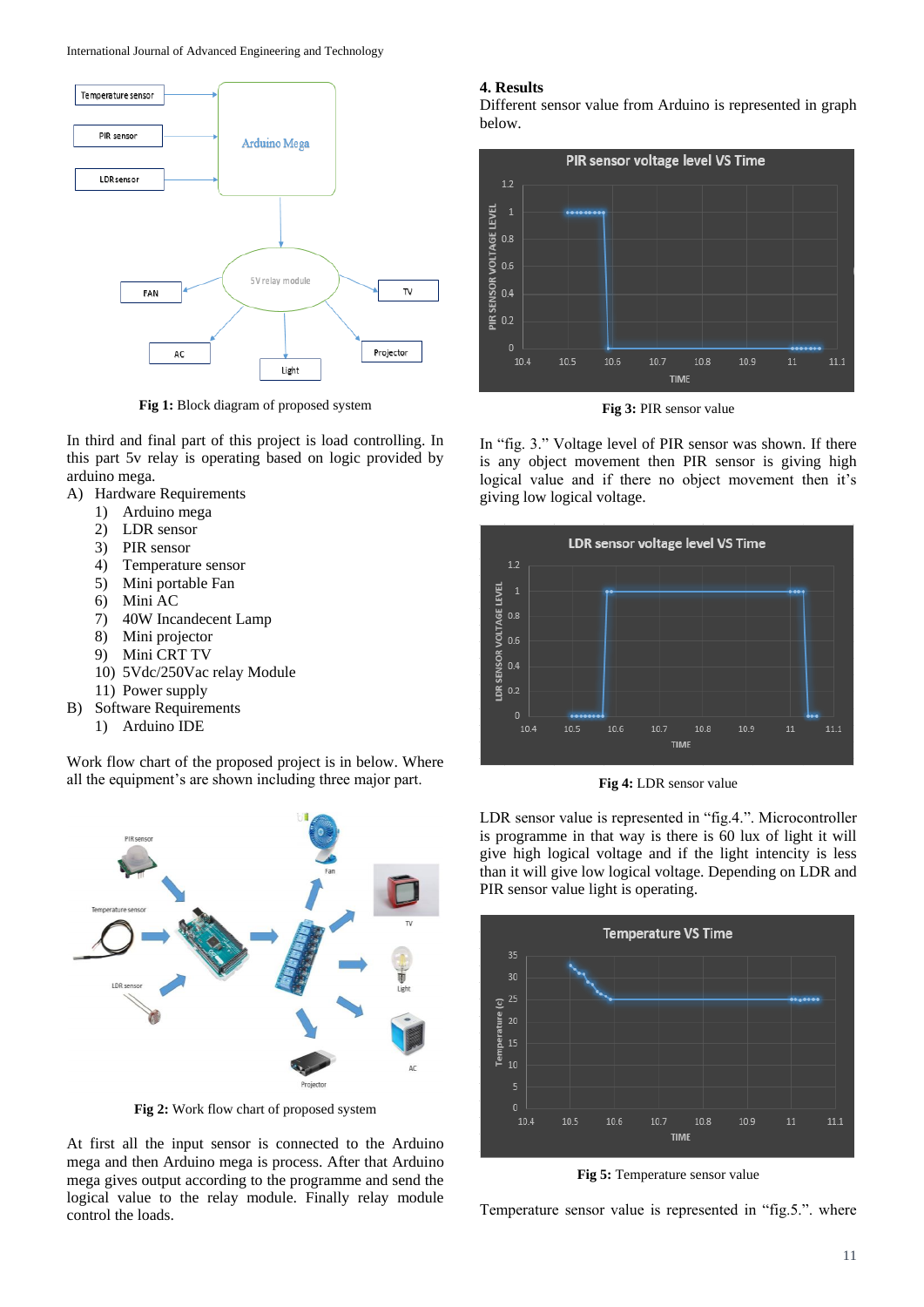Fig 1: Block diagram of proposed system

In third and final part of this project is load controlling. In this part 5v relay is operating based on logic provided by arduino mega.

A) Hardware Requirements
   1) Arduino mega
   2) LDR sensor
   3) PIR sensor
   4) Temperature sensor
   5) Mini portable Fan
   6) Mini AC
   7) 40W Incandecent Lamp
   8) Mini projector
   9) Mini CRT TV
   10) 5Vdc/250Vac relay Module
   11) Power supply
B) Software Requirements
   1) Arduino IDE

Work flow chart of the proposed project is in below. Where all the equipment's are shown including three major part.

Fig 2: Work flow chart of proposed system

At first all the input sensor is connected to the Arduino mega and then Arduino mega is process. After that Arduino mega gives output according to the programme and send the logical value to the relay module. Finally relay module control the loads.

## 4. Results

Different sensor value from Arduino is represented in graph below.

Fig 3: PIR sensor value

In "fig. 3." Voltage level of PIR sensor was shown. If there is any object movement then PIR sensor is giving high logical value and if there no object movement then it's giving low logical voltage.

Fig 4: LDR sensor value

LDR sensor value is represented in "fig.4.". Microcontroller is programme in that way is there is 60 lux of light it will give high logical voltage and if the light intencity is less than it will give low logical voltage. Depending on LDR and PIR sensor value light is operating.

Fig 5: Temperature sensor value

Temperature sensor value is represented in "fig.5.". where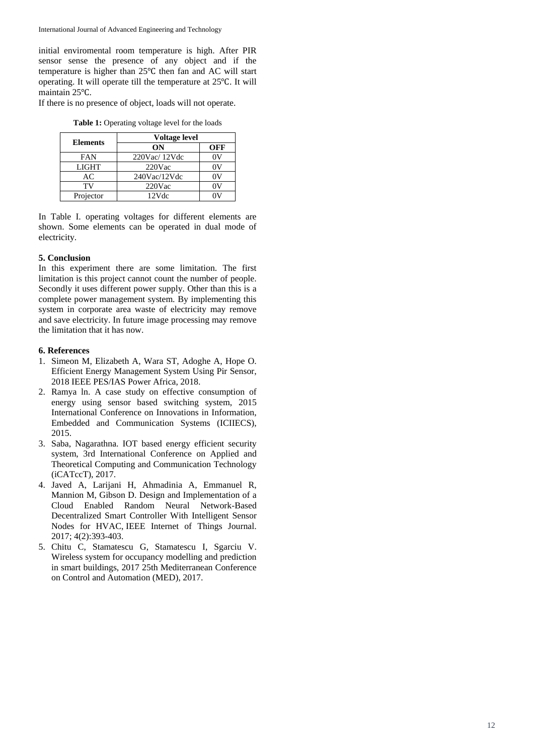initial enviromental room temperature is high. After PIR sensor sense the presence of any object and if the temperature is higher than 25℃ then fan and AC will start operating. It will operate till the temperature at 25℃. It will maintain 25℃.

If there is no presence of object, loads will not operate.

**Table 1:** Operating voltage level for the loads

| Elements | Voltage level | |
|---|---|---|
| | ON | OFF |
| FAN | 220Vac/ 12Vdc | 0V |
| LIGHT | 220Vac | 0V |
| AC | 240Vac/12Vdc | 0V |
| TV | 220Vac | 0V |
| Projector | 12Vdc | 0V |

In Table I. operating voltages for different elements are shown. Some elements can be operated in dual mode of electricity.

## 5. Conclusion

In this experiment there are some limitation. The first limitation is this project cannot count the number of people. Secondly it uses different power supply. Other than this is a complete power management system. By implementing this system in corporate area waste of electricity may remove and save electricity. In future image processing may remove the limitation that it has now.

## 6. References

1. Simeon M, Elizabeth A, Wara ST, Adoghe A, Hope O. Efficient Energy Management System Using Pir Sensor, 2018 IEEE PES/IAS Power Africa, 2018.
2. Ramya ln. A case study on effective consumption of energy using sensor based switching system, 2015 International Conference on Innovations in Information, Embedded and Communication Systems (ICIIECS), 2015.
3. Saba, Nagarathna. IOT based energy efficient security system, 3rd International Conference on Applied and Theoretical Computing and Communication Technology (iCATccT), 2017.
4. Javed A, Larijani H, Ahmadinia A, Emmanuel R, Mannion M, Gibson D. Design and Implementation of a Cloud Enabled Random Neural Network-Based Decentralized Smart Controller With Intelligent Sensor Nodes for HVAC, IEEE Internet of Things Journal. 2017; 4(2):393-403.
5. Chitu C, Stamatescu G, Stamatescu I, Sgarciu V. Wireless system for occupancy modelling and prediction in smart buildings, 2017 25th Mediterranean Conference on Control and Automation (MED), 2017.